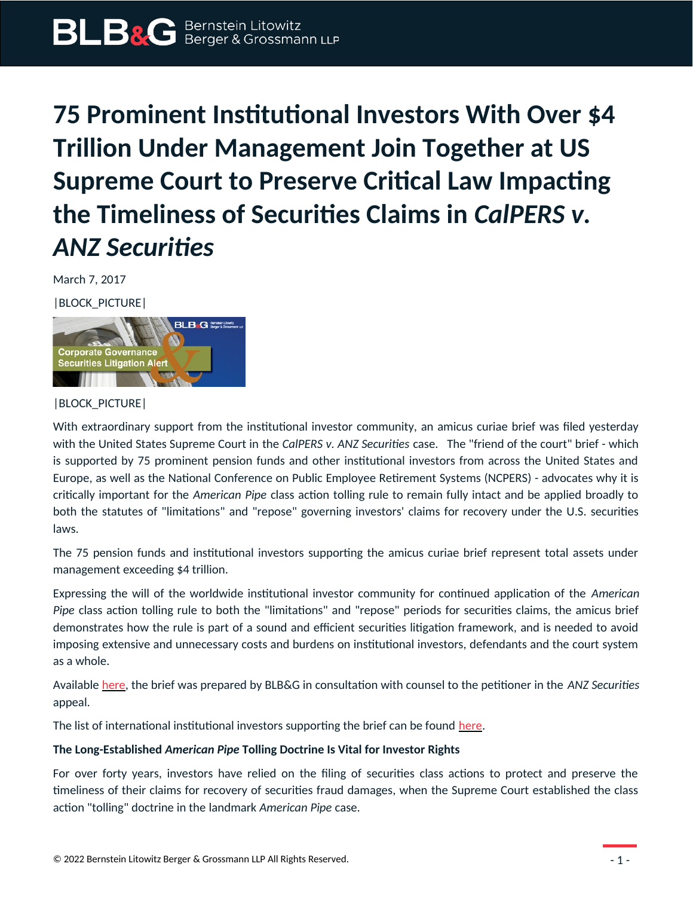# 75 Prominent Institutional Investors With Over $4 Trillion Under Management Join Together at US Supreme Court to Preserve Critical Law Impacting the Timeliness of Securities Claims in *CalPERS v. ANZ Securities*

March 7, 2017

|BLOCK_PICTURE|

|BLOCK_PICTURE|

With extraordinary support from the institutional investor community, an amicus curiae brief was filed yesterday with the United States Supreme Court in the *CalPERS v. ANZ Securities* case. The "friend of the court" brief - which is supported by 75 prominent pension funds and other institutional investors from across the United States and Europe, as well as the National Conference on Public Employee Retirement Systems (NCPERS) - advocates why it is critically important for the *American Pipe* class action tolling rule to remain fully intact and be applied broadly to both the statutes of "limitations" and "repose" governing investors' claims for recovery under the U.S. securities laws.

The 75 pension funds and institutional investors supporting the amicus curiae brief represent total assets under management exceeding $4 trillion.

Expressing the will of the worldwide institutional investor community for continued application of the *American Pipe* class action tolling rule to both the "limitations" and "repose" periods for securities claims, the amicus brief demonstrates how the rule is part of a sound and efficient securities litigation framework, and is needed to avoid imposing extensive and unnecessary costs and burdens on institutional investors, defendants and the court system as a whole.

Available here, the brief was prepared by BLB&G in consultation with counsel to the petitioner in the *ANZ Securities* appeal.

The list of international institutional investors supporting the brief can be found here.

**The Long-Established *American Pipe* Tolling Doctrine Is Vital for Investor Rights**

For over forty years, investors have relied on the filing of securities class actions to protect and preserve the timeliness of their claims for recovery of securities fraud damages, when the Supreme Court established the class action "tolling" doctrine in the landmark *American Pipe* case.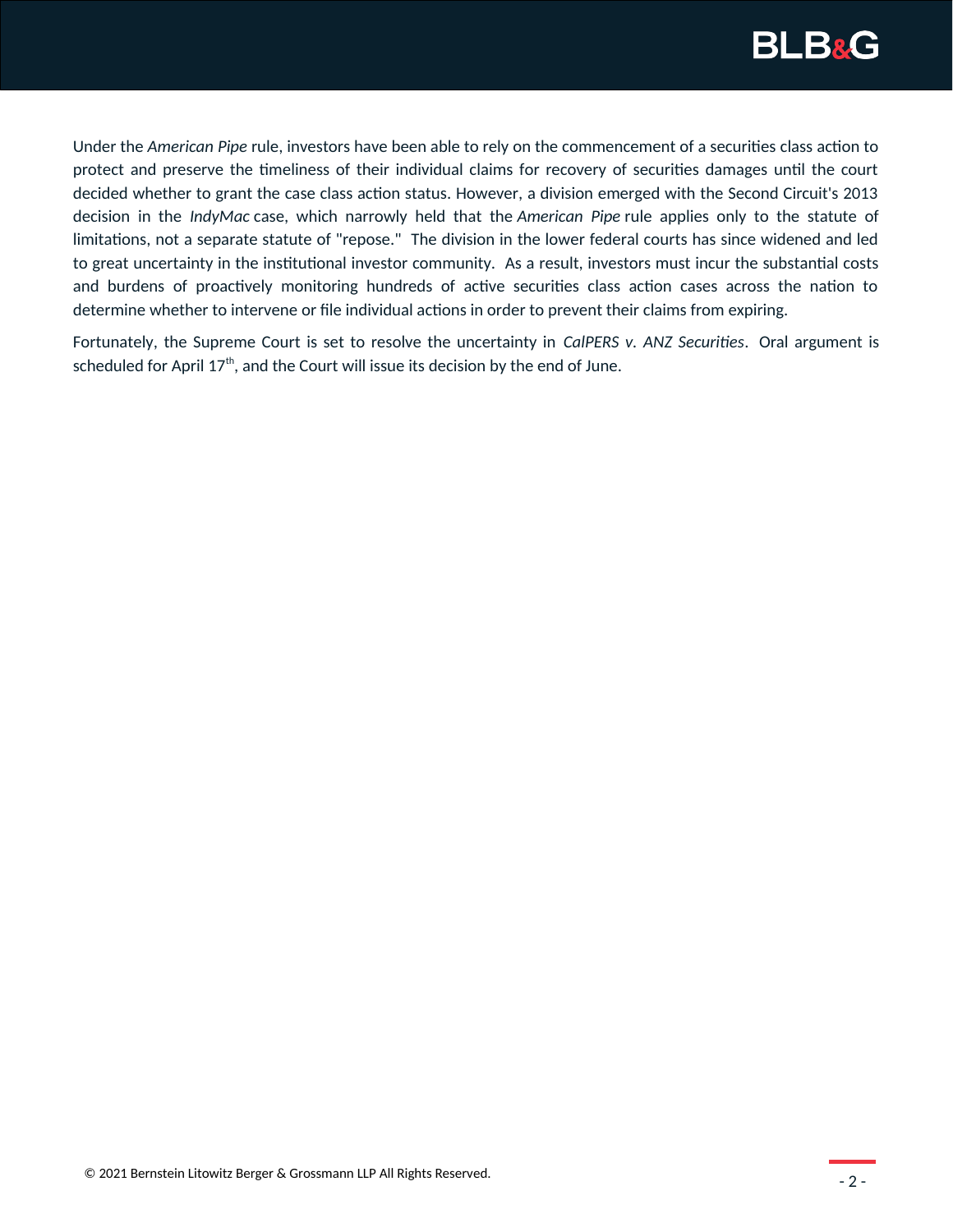Under the *American Pipe* rule, investors have been able to rely on the commencement of a securities class action to protect and preserve the timeliness of their individual claims for recovery of securities damages until the court decided whether to grant the case class action status. However, a division emerged with the Second Circuit's 2013 decision in the *IndyMac* case, which narrowly held that the *American Pipe* rule applies only to the statute of limitations, not a separate statute of "repose."  The division in the lower federal courts has since widened and led to great uncertainty in the institutional investor community.  As a result, investors must incur the substantial costs and burdens of proactively monitoring hundreds of active securities class action cases across the nation to determine whether to intervene or file individual actions in order to prevent their claims from expiring.

Fortunately, the Supreme Court is set to resolve the uncertainty in *CalPERS v. ANZ Securities*.  Oral argument is scheduled for April 17th, and the Court will issue its decision by the end of June.